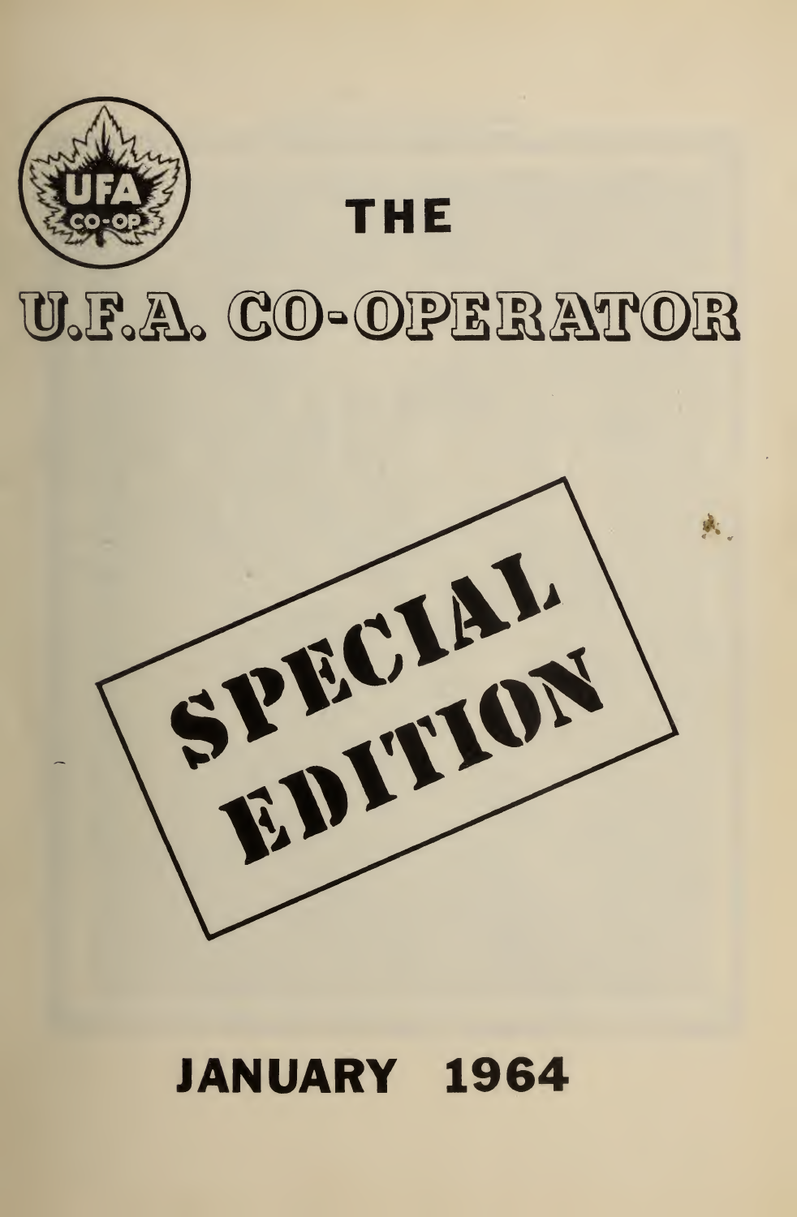UFA CO-OP

# THE U.F.A. CO-OPERATOR

**SPECIAL EDITION**

**JANUARY 1964**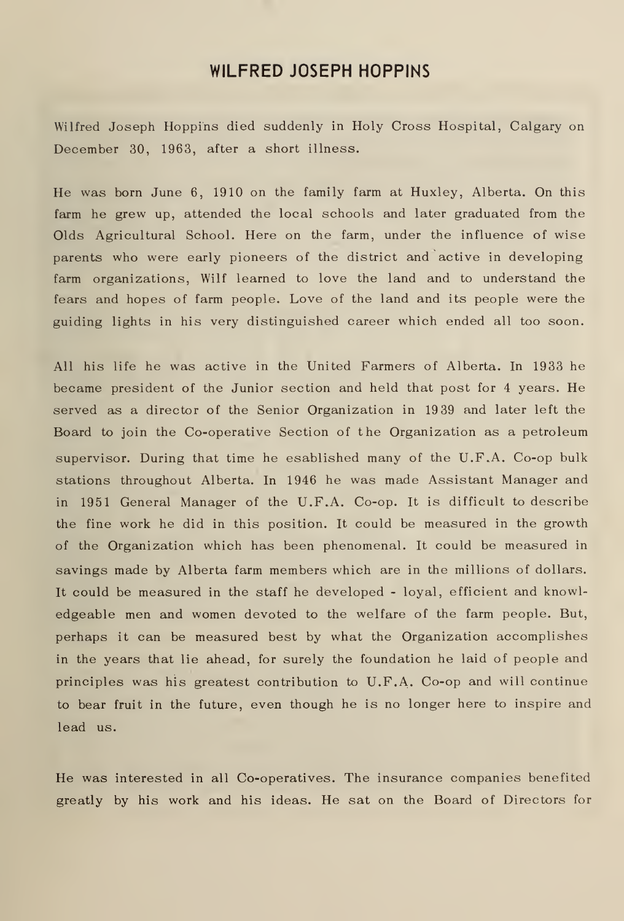## WILFRED JOSEPH HOPPINS

Wilfred Joseph Hoppins died suddenly in Holy Cross Hospital, Calgary on December 30, 1963, after a short illness.

He was born June 6, 1910 on the family farm at Huxley, Alberta. On this farm he grew up, attended the local schools and later graduated from the Olds Agricultural School. Here on the farm, under the influence of wise parents who were early pioneers of the district and active in developing farm organizations, Wilf learned to love the land and to understand the fears and hopes of farm people. Love of the land and its people were the guiding lights in his very distinguished career which ended all too soon.

All his life he was active in the United Farmers of Alberta. In 1933 he became president of the Junior section and held that post for 4 years. He served as a director of the Senior Organization in 1939 and later left the Board to join the Co-operative Section of the Organization as a petroleum supervisor. During that time he esablished many of the U.F.A. Co-op bulk stations throughout Alberta. In 1946 he was made Assistant Manager and in 1951 General Manager of the U.F.A. Co-op. It is difficult to describe the fine work he did in this position. It could be measured in the growth of the Organization which has been phenomenal. It could be measured in savings made by Alberta farm members which are in the millions of dollars. It could be measured in the staff he developed - loyal, efficient and knowledgeable men and women devoted to the welfare of the farm people. But, perhaps it can be measured best by what the Organization accomplishes in the years that lie ahead, for surely the foundation he laid of people and principles was his greatest contribution to U.F.A. Co-op and will continue to bear fruit in the future, even though he is no longer here to inspire and lead us.

He was interested in all Co-operatives. The insurance companies benefited greatly by his work and his ideas. He sat on the Board of Directors for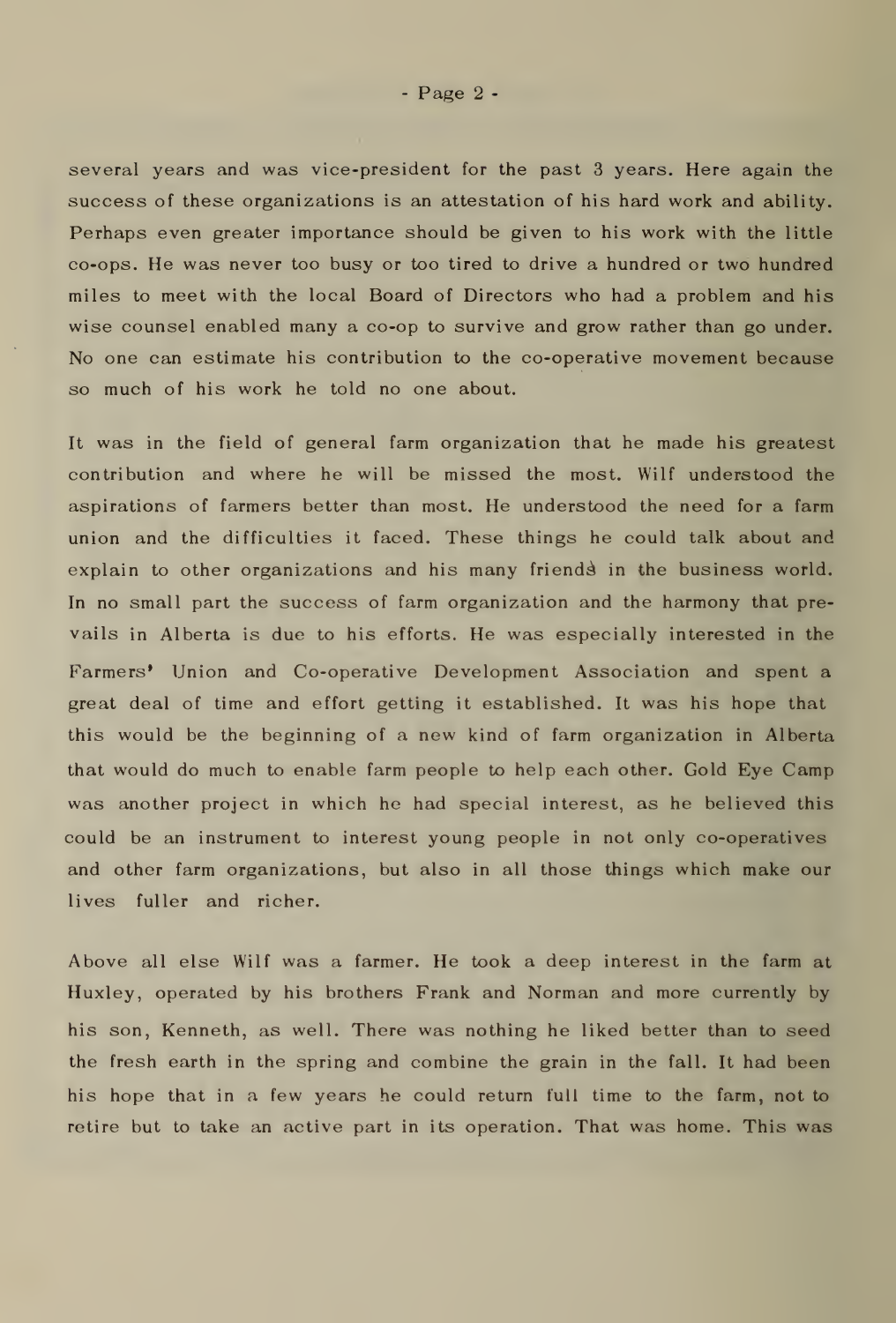several years and was vice-president for the past 3 years. Here again the success of these organizations is an attestation of his hard work and ability. Perhaps even greater importance should be given to his work with the little co-ops. He was never too busy or too tired to drive a hundred or two hundred miles to meet with the local Board of Directors who had a problem and his wise counsel enabled many a co-op to survive and grow rather than go under. No one can estimate his contribution to the co-operative movement because so much of his work he told no one about.

It was in the field of general farm organization that he made his greatest contribution and where he will be missed the most. Wilf understood the aspirations of farmers better than most. He understood the need for a farm union and the difficulties it faced. These things he could talk about and explain to other organizations and his many friends in the business world. In no small part the success of farm organization and the harmony that prevails in Alberta is due to his efforts. He was especially interested in the Farmers' Union and Co-operative Development Association and spent a great deal of time and effort getting it established. It was his hope that this would be the beginning of a new kind of farm organization in Alberta that would do much to enable farm people to help each other. Gold Eye Camp was another project in which he had special interest, as he believed this could be an instrument to interest young people in not only co-operatives and other farm organizations, but also in all those things which make our lives fuller and richer.

Above all else Wilf was a farmer. He took a deep interest in the farm at Huxley, operated by his brothers Frank and Norman and more currently by his son, Kenneth, as well. There was nothing he liked better than to seed the fresh earth in the spring and combine the grain in the fall. It had been his hope that in a few years he could return full time to the farm, not to retire but to take an active part in its operation. That was home. This was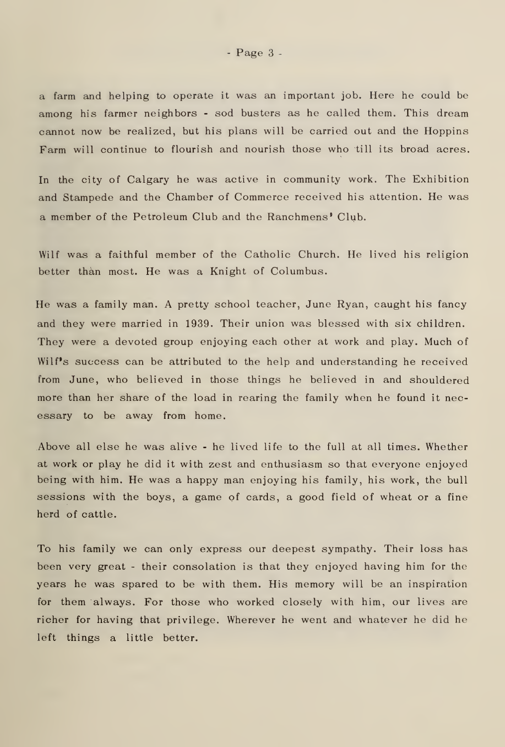a farm and helping to operate it was an important job. Here he could be among his farmer neighbors - sod busters as he called them. This dream cannot now be realized, but his plans will be carried out and the Hoppins Farm will continue to flourish and nourish those who till its broad acres.

In the city of Calgary he was active in community work. The Exhibition and Stampede and the Chamber of Commerce received his attention. He was a member of the Petroleum Club and the Ranchmens' Club.

Wilf was a faithful member of the Catholic Church. He lived his religion better than most. He was a Knight of Columbus.

He was a family man. A pretty school teacher, June Ryan, caught his fancy and they were married in 1939. Their union was blessed with six children. They were a devoted group enjoying each other at work and play. Much of Wilf's success can be attributed to the help and understanding he received from June, who believed in those things he believed in and shouldered more than her share of the load in rearing the family when he found it necessary to be away from home.

Above all else he was alive - he lived life to the full at all times. Whether at work or play he did it with zest and enthusiasm so that everyone enjoyed being with him. He was a happy man enjoying his family, his work, the bull sessions with the boys, a game of cards, a good field of wheat or a fine herd of cattle.

To his family we can only express our deepest sympathy. Their loss has been very great - their consolation is that they enjoyed having him for the years he was spared to be with them. His memory will be an inspiration for them always. For those who worked closely with him, our lives are richer for having that privilege. Wherever he went and whatever he did he left things a little better.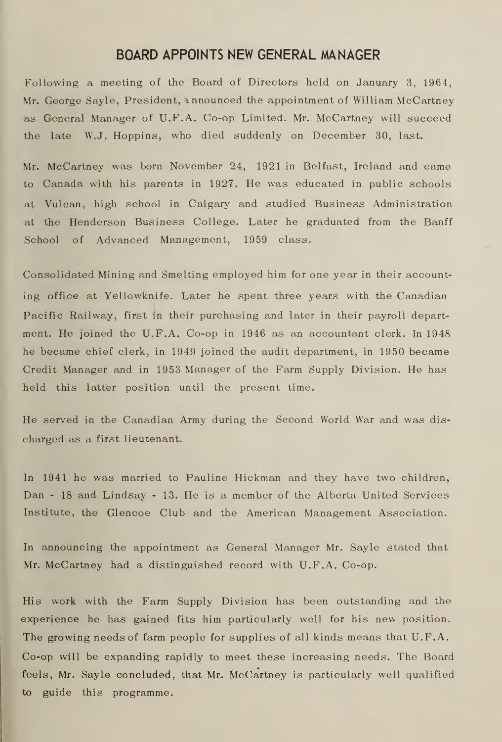## BOARD APPOINTS NEW GENERAL MANAGER

Following a meeting of the Board of Directors held on January 3, 1964, Mr. George Sayle, President, announced the appointment of William McCartney as General Manager of U.F.A. Co-op Limited. Mr. McCartney will succeed the late W.J. Hoppins, who died suddenly on December 30, last.

Mr. McCartney was born November 24, 1921 in Belfast, Ireland and came to Canada with his parents in 1927. He was educated in public schools at Vulcan, high school in Calgary and studied Business Administration at the Henderson Business College. Later he graduated from the Banff School of Advanced Management, 1959 class.

Consolidated Mining and Smelting employed him for one year in their accounting office at Yellowknife. Later he spent three years with the Canadian Pacific Railway, first in their purchasing and later in their payroll department. He joined the U.F.A. Co-op in 1946 as an accountant clerk. In 1948 he became chief clerk, in 1949 joined the audit department, in 1950 became Credit Manager and in 1953 Manager of the Farm Supply Division. He has held this latter position until the present time.

He served in the Canadian Army during the Second World War and was discharged as a first lieutenant.

In 1941 he was married to Pauline Hickman and they have two children, Dan - 18 and Lindsay - 13. He is a member of the Alberta United Services Institute, the Glencoe Club and the American Management Association.

In announcing the appointment as General Manager Mr. Sayle stated that Mr. McCartney had a distinguished record with U.F.A. Co-op.

His work with the Farm Supply Division has been outstanding and the experience he has gained fits him particularly well for his new position. The growing needs of farm people for supplies of all kinds means that U.F.A. Co-op will be expanding rapidly to meet these increasing needs. The Board feels, Mr. Sayle concluded, that Mr. McCartney is particularly well qualified to guide this programme.